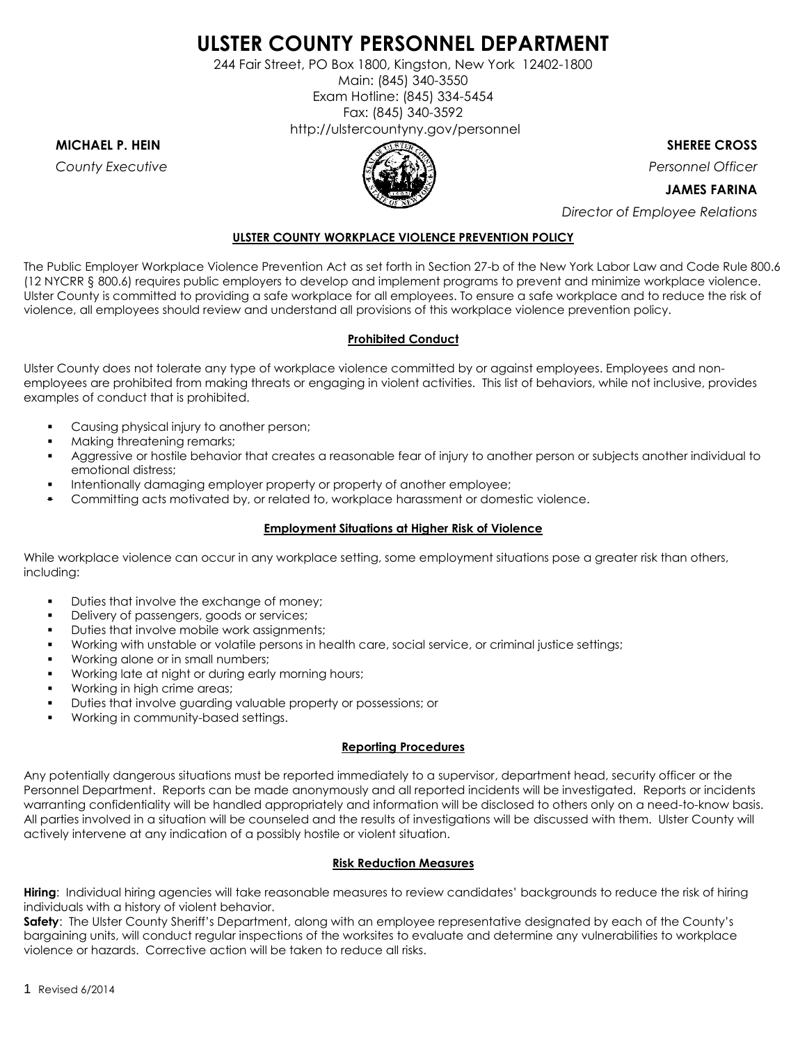# ULSTER COUNTY PERSONNEL DEPARTMENT

244 Fair Street, PO Box 1800, Kingston, New York 12402-1800
Main: (845) 340-3550
Exam Hotline: (845) 334-5454
Fax: (845) 340-3592
http://ulstercountyny.gov/personnel

**MICHAEL P. HEIN**
*County Executive*

**SHEREE CROSS**
*Personnel Officer*

**JAMES FARINA**
*Director of Employee Relations*

## ULSTER COUNTY WORKPLACE VIOLENCE PREVENTION POLICY

The Public Employer Workplace Violence Prevention Act as set forth in Section 27-b of the New York Labor Law and Code Rule 800.6 (12 NYCRR § 800.6) requires public employers to develop and implement programs to prevent and minimize workplace violence. Ulster County is committed to providing a safe workplace for all employees. To ensure a safe workplace and to reduce the risk of violence, all employees should review and understand all provisions of this workplace violence prevention policy.

### Prohibited Conduct

Ulster County does not tolerate any type of workplace violence committed by or against employees. Employees and non-employees are prohibited from making threats or engaging in violent activities. This list of behaviors, while not inclusive, provides examples of conduct that is prohibited.

- Causing physical injury to another person;
- Making threatening remarks;
- Aggressive or hostile behavior that creates a reasonable fear of injury to another person or subjects another individual to emotional distress;
- Intentionally damaging employer property or property of another employee;
- Committing acts motivated by, or related to, workplace harassment or domestic violence.

### Employment Situations at Higher Risk of Violence

While workplace violence can occur in any workplace setting, some employment situations pose a greater risk than others, including:

- Duties that involve the exchange of money;
- Delivery of passengers, goods or services;
- Duties that involve mobile work assignments;
- Working with unstable or volatile persons in health care, social service, or criminal justice settings;
- Working alone or in small numbers;
- Working late at night or during early morning hours;
- Working in high crime areas;
- Duties that involve guarding valuable property or possessions; or
- Working in community-based settings.

### Reporting Procedures

Any potentially dangerous situations must be reported immediately to a supervisor, department head, security officer or the Personnel Department. Reports can be made anonymously and all reported incidents will be investigated. Reports or incidents warranting confidentiality will be handled appropriately and information will be disclosed to others only on a need-to-know basis. All parties involved in a situation will be counseled and the results of investigations will be discussed with them. Ulster County will actively intervene at any indication of a possibly hostile or violent situation.

### Risk Reduction Measures

**Hiring**: Individual hiring agencies will take reasonable measures to review candidates' backgrounds to reduce the risk of hiring individuals with a history of violent behavior.
**Safety**: The Ulster County Sheriff's Department, along with an employee representative designated by each of the County's bargaining units, will conduct regular inspections of the worksites to evaluate and determine any vulnerabilities to workplace violence or hazards. Corrective action will be taken to reduce all risks.

Revised 6/2014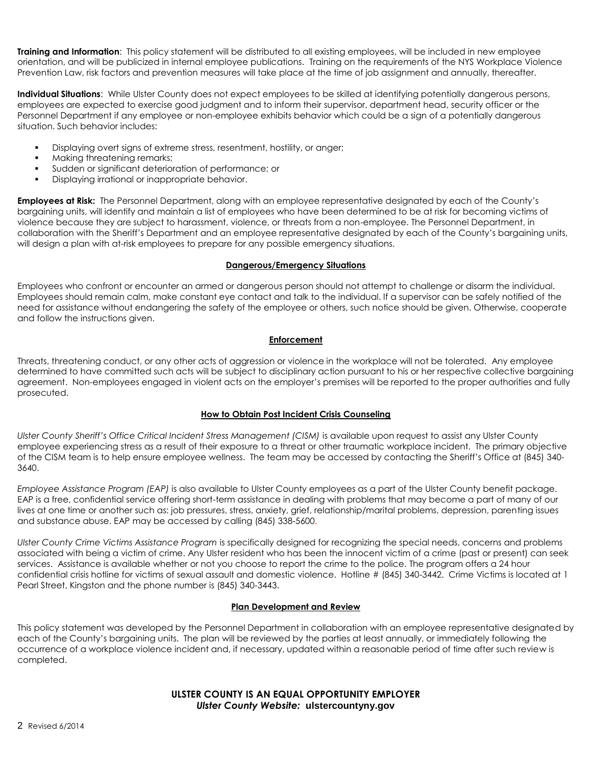**Training and Information**: This policy statement will be distributed to all existing employees, will be included in new employee orientation, and will be publicized in internal employee publications. Training on the requirements of the NYS Workplace Violence Prevention Law, risk factors and prevention measures will take place at the time of job assignment and annually, thereafter.

**Individual Situations**: While Ulster County does not expect employees to be skilled at identifying potentially dangerous persons, employees are expected to exercise good judgment and to inform their supervisor, department head, security officer or the Personnel Department if any employee or non-employee exhibits behavior which could be a sign of a potentially dangerous situation. Such behavior includes:

- Displaying overt signs of extreme stress, resentment, hostility, or anger;
- Making threatening remarks;
- Sudden or significant deterioration of performance; or
- Displaying irrational or inappropriate behavior.

**Employees at Risk:** The Personnel Department, along with an employee representative designated by each of the County's bargaining units, will identify and maintain a list of employees who have been determined to be at risk for becoming victims of violence because they are subject to harassment, violence, or threats from a non-employee. The Personnel Department, in collaboration with the Sheriff's Department and an employee representative designated by each of the County's bargaining units, will design a plan with at-risk employees to prepare for any possible emergency situations.

## Dangerous/Emergency Situations

Employees who confront or encounter an armed or dangerous person should not attempt to challenge or disarm the individual. Employees should remain calm, make constant eye contact and talk to the individual. If a supervisor can be safely notified of the need for assistance without endangering the safety of the employee or others, such notice should be given. Otherwise, cooperate and follow the instructions given.

## Enforcement

Threats, threatening conduct, or any other acts of aggression or violence in the workplace will not be tolerated. Any employee determined to have committed such acts will be subject to disciplinary action pursuant to his or her respective collective bargaining agreement. Non-employees engaged in violent acts on the employer's premises will be reported to the proper authorities and fully prosecuted.

## How to Obtain Post Incident Crisis Counseling

*Ulster County Sheriff's Office Critical Incident Stress Management (CISM)* is available upon request to assist any Ulster County employee experiencing stress as a result of their exposure to a threat or other traumatic workplace incident. The primary objective of the CISM team is to help ensure employee wellness. The team may be accessed by contacting the Sheriff's Office at (845) 340-3640.

*Employee Assistance Program (EAP)* is also available to Ulster County employees as a part of the Ulster County benefit package. EAP is a free, confidential service offering short-term assistance in dealing with problems that may become a part of many of our lives at one time or another such as: job pressures, stress, anxiety, grief, relationship/marital problems, depression, parenting issues and substance abuse. EAP may be accessed by calling (845) 338-5600.

*Ulster County Crime Victims Assistance Program* is specifically designed for recognizing the special needs, concerns and problems associated with being a victim of crime. Any Ulster resident who has been the innocent victim of a crime (past or present) can seek services. Assistance is available whether or not you choose to report the crime to the police. The program offers a 24 hour confidential crisis hotline for victims of sexual assault and domestic violence. Hotline # (845) 340-3442. Crime Victims is located at 1 Pearl Street, Kingston and the phone number is (845) 340-3443.

## Plan Development and Review

This policy statement was developed by the Personnel Department in collaboration with an employee representative designated by each of the County's bargaining units. The plan will be reviewed by the parties at least annually, or immediately following the occurrence of a workplace violence incident and, if necessary, updated within a reasonable period of time after such review is completed.

**ULSTER COUNTY IS AN EQUAL OPPORTUNITY EMPLOYER**
***Ulster County Website:*** **ulstercountyny.gov**

Revised 6/2014